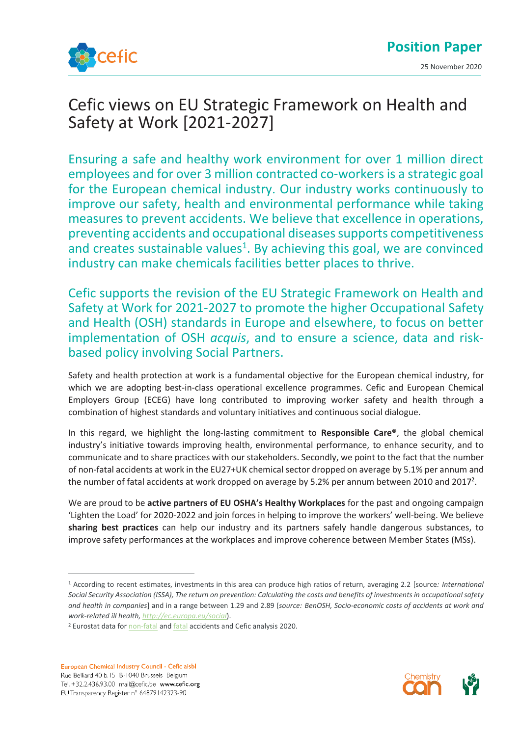Position Paper

25 November 2020

# Cefic views on EU Strategic Framework on Health and Safety at Work [2021-2027]

Ensuring a safe and healthy work environment for over 1 million direct employees and for over 3 million contracted co-workers is a strategic goal for the European chemical industry. Our industry works continuously to improve our safety, health and environmental performance while taking measures to prevent accidents. We believe that excellence in operations, preventing accidents and occupational diseases supports competitiveness and creates sustainable values[1]. By achieving this goal, we are convinced industry can make chemicals facilities better places to thrive.

Cefic supports the revision of the EU Strategic Framework on Health and Safety at Work for 2021-2027 to promote the higher Occupational Safety and Health (OSH) standards in Europe and elsewhere, to focus on better implementation of OSH *acquis*, and to ensure a science, data and risk-based policy involving Social Partners.

Safety and health protection at work is a fundamental objective for the European chemical industry, for which we are adopting best-in-class operational excellence programmes. Cefic and European Chemical Employers Group (ECEG) have long contributed to improving worker safety and health through a combination of highest standards and voluntary initiatives and continuous social dialogue.

In this regard, we highlight the long-lasting commitment to **Responsible Care®**, the global chemical industry's initiative towards improving health, environmental performance, to enhance security, and to communicate and to share practices with our stakeholders. Secondly, we point to the fact that the number of non-fatal accidents at work in the EU27+UK chemical sector dropped on average by 5.1% per annum and the number of fatal accidents at work dropped on average by 5.2% per annum between 2010 and 2017[2].

We are proud to be **active partners of EU OSHA's Healthy Workplaces** for the past and ongoing campaign 'Lighten the Load' for 2020-2022 and join forces in helping to improve the workers' well-being. We believe **sharing best practices** can help our industry and its partners safely handle dangerous substances, to improve safety performances at the workplaces and improve coherence between Member States (MSs).

---

[1] According to recent estimates, investments in this area can produce high ratios of return, averaging 2.2 [source*: International Social Security Association (ISSA), The return on prevention: Calculating the costs and benefits of investments in occupational safety and health in companies*] and in a range between 1.29 and 2.89 (*source: BenOSH, Socio-economic costs of accidents at work and work-related ill health, http://ec.europa.eu/social*).

[2] Eurostat data for non-fatal and fatal accidents and Cefic analysis 2020.

European Chemical Industry Council - Cefic aisbl
Rue Belliard 40 b.15 B-1040 Brussels Belgium
Tel. +32.2.436.93.00 mail@cefic.be **www.cefic.org**
EU Transparency Register n° 64879142323-90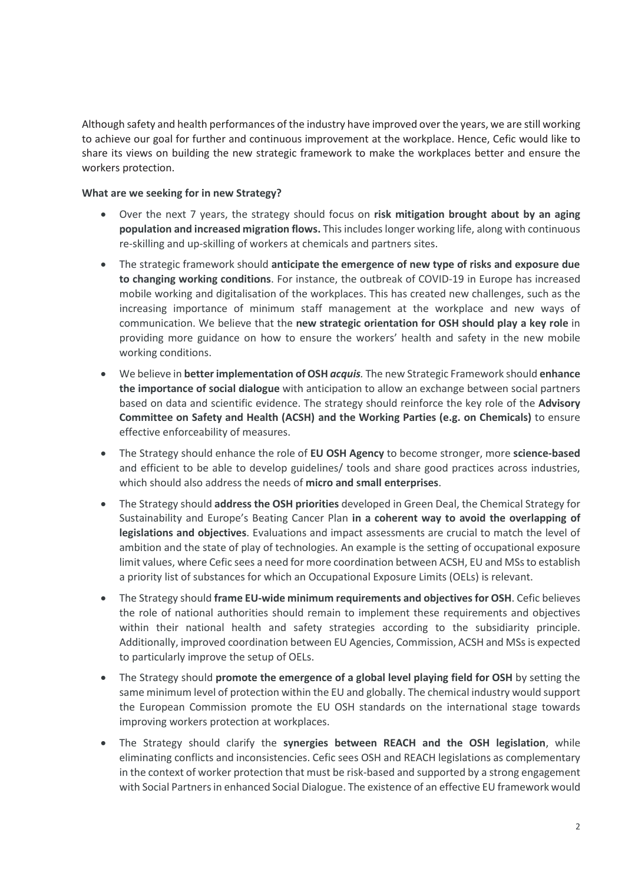Although safety and health performances of the industry have improved over the years, we are still working to achieve our goal for further and continuous improvement at the workplace. Hence, Cefic would like to share its views on building the new strategic framework to make the workplaces better and ensure the workers protection.

**What are we seeking for in new Strategy?**

- Over the next 7 years, the strategy should focus on **risk mitigation brought about by an aging population and increased migration flows.** This includes longer working life, along with continuous re-skilling and up-skilling of workers at chemicals and partners sites.
- The strategic framework should **anticipate the emergence of new type of risks and exposure due to changing working conditions**. For instance, the outbreak of COVID-19 in Europe has increased mobile working and digitalisation of the workplaces. This has created new challenges, such as the increasing importance of minimum staff management at the workplace and new ways of communication. We believe that the **new strategic orientation for OSH should play a key role** in providing more guidance on how to ensure the workers' health and safety in the new mobile working conditions.
- We believe in **better implementation of OSH *acquis*.** The new Strategic Framework should **enhance the importance of social dialogue** with anticipation to allow an exchange between social partners based on data and scientific evidence. The strategy should reinforce the key role of the **Advisory Committee on Safety and Health (ACSH) and the Working Parties (e.g. on Chemicals)** to ensure effective enforceability of measures.
- The Strategy should enhance the role of **EU OSH Agency** to become stronger, more **science-based** and efficient to be able to develop guidelines/ tools and share good practices across industries, which should also address the needs of **micro and small enterprises**.
- The Strategy should **address the OSH priorities** developed in Green Deal, the Chemical Strategy for Sustainability and Europe's Beating Cancer Plan **in a coherent way to avoid the overlapping of legislations and objectives**. Evaluations and impact assessments are crucial to match the level of ambition and the state of play of technologies. An example is the setting of occupational exposure limit values, where Cefic sees a need for more coordination between ACSH, EU and MSs to establish a priority list of substances for which an Occupational Exposure Limits (OELs) is relevant.
- The Strategy should **frame EU-wide minimum requirements and objectives for OSH**. Cefic believes the role of national authorities should remain to implement these requirements and objectives within their national health and safety strategies according to the subsidiarity principle. Additionally, improved coordination between EU Agencies, Commission, ACSH and MSs is expected to particularly improve the setup of OELs.
- The Strategy should **promote the emergence of a global level playing field for OSH** by setting the same minimum level of protection within the EU and globally. The chemical industry would support the European Commission promote the EU OSH standards on the international stage towards improving workers protection at workplaces.
- The Strategy should clarify the **synergies between REACH and the OSH legislation**, while eliminating conflicts and inconsistencies. Cefic sees OSH and REACH legislations as complementary in the context of worker protection that must be risk-based and supported by a strong engagement with Social Partners in enhanced Social Dialogue. The existence of an effective EU framework would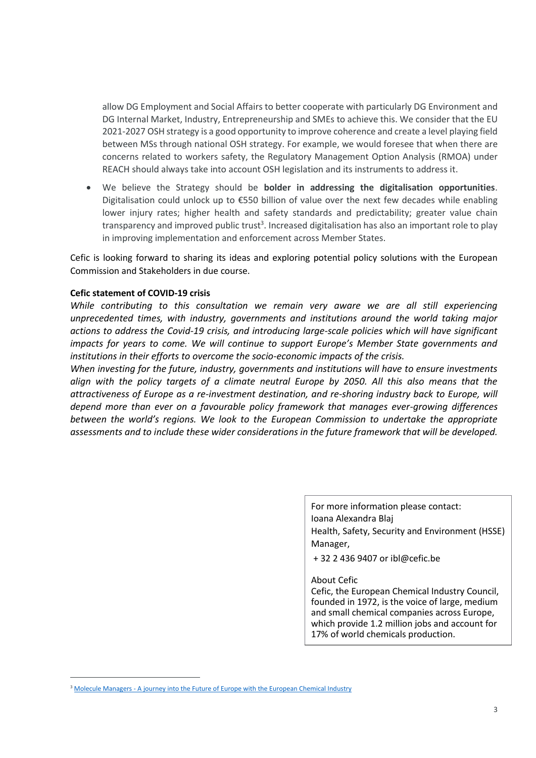allow DG Employment and Social Affairs to better cooperate with particularly DG Environment and DG Internal Market, Industry, Entrepreneurship and SMEs to achieve this. We consider that the EU 2021-2027 OSH strategy is a good opportunity to improve coherence and create a level playing field between MSs through national OSH strategy. For example, we would foresee that when there are concerns related to workers safety, the Regulatory Management Option Analysis (RMOA) under REACH should always take into account OSH legislation and its instruments to address it.

- We believe the Strategy should be **bolder in addressing the digitalisation opportunities**. Digitalisation could unlock up to €550 billion of value over the next few decades while enabling lower injury rates; higher health and safety standards and predictability; greater value chain transparency and improved public trust[3]. Increased digitalisation has also an important role to play in improving implementation and enforcement across Member States.

Cefic is looking forward to sharing its ideas and exploring potential policy solutions with the European Commission and Stakeholders in due course.

**Cefic statement of COVID-19 crisis**

*While contributing to this consultation we remain very aware we are all still experiencing unprecedented times, with industry, governments and institutions around the world taking major actions to address the Covid-19 crisis, and introducing large-scale policies which will have significant impacts for years to come. We will continue to support Europe's Member State governments and institutions in their efforts to overcome the socio-economic impacts of the crisis.*

*When investing for the future, industry, governments and institutions will have to ensure investments align with the policy targets of a climate neutral Europe by 2050. All this also means that the attractiveness of Europe as a re-investment destination, and re-shoring industry back to Europe, will depend more than ever on a favourable policy framework that manages ever-growing differences between the world's regions. We look to the European Commission to undertake the appropriate assessments and to include these wider considerations in the future framework that will be developed.*

For more information please contact:
Ioana Alexandra Blaj
Health, Safety, Security and Environment (HSSE) Manager,
+ 32 2 436 9407 or ibl@cefic.be

About Cefic
Cefic, the European Chemical Industry Council, founded in 1972, is the voice of large, medium and small chemical companies across Europe, which provide 1.2 million jobs and account for 17% of world chemicals production.

[3] Molecule Managers - A journey into the Future of Europe with the European Chemical Industry